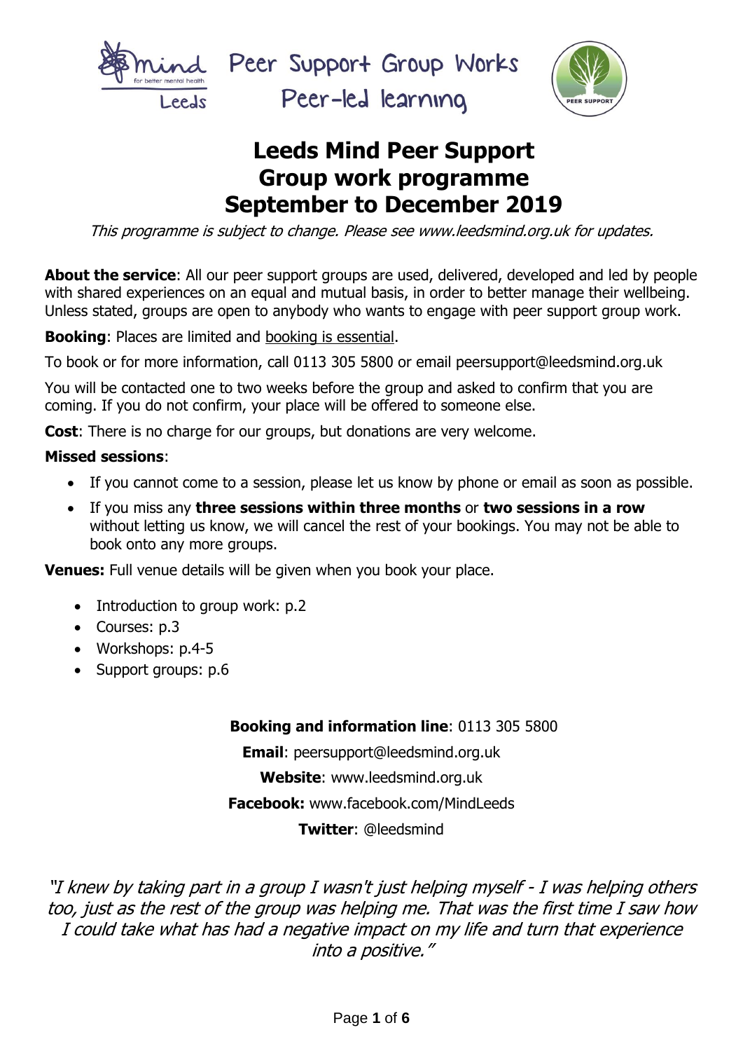Peer Support Group Works
Peer-led learning

# Leeds Mind Peer Support Group work programme September to December 2019

*This programme is subject to change. Please see www.leedsmind.org.uk for updates.*

**About the service**: All our peer support groups are used, delivered, developed and led by people with shared experiences on an equal and mutual basis, in order to better manage their wellbeing. Unless stated, groups are open to anybody who wants to engage with peer support group work.

**Booking**: Places are limited and booking is essential.

To book or for more information, call 0113 305 5800 or email peersupport@leedsmind.org.uk

You will be contacted one to two weeks before the group and asked to confirm that you are coming. If you do not confirm, your place will be offered to someone else.

**Cost**: There is no charge for our groups, but donations are very welcome.

**Missed sessions**:

- If you cannot come to a session, please let us know by phone or email as soon as possible.
- If you miss any **three sessions within three months** or **two sessions in a row** without letting us know, we will cancel the rest of your bookings. You may not be able to book onto any more groups.

**Venues:** Full venue details will be given when you book your place.

- Introduction to group work: p.2
- Courses: p.3
- Workshops: p.4-5
- Support groups: p.6

**Booking and information line**: 0113 305 5800

**Email**: peersupport@leedsmind.org.uk

**Website**: www.leedsmind.org.uk

**Facebook:** www.facebook.com/MindLeeds

**Twitter**: @leedsmind

*"I knew by taking part in a group I wasn't just helping myself - I was helping others too, just as the rest of the group was helping me. That was the first time I saw how I could take what has had a negative impact on my life and turn that experience into a positive."*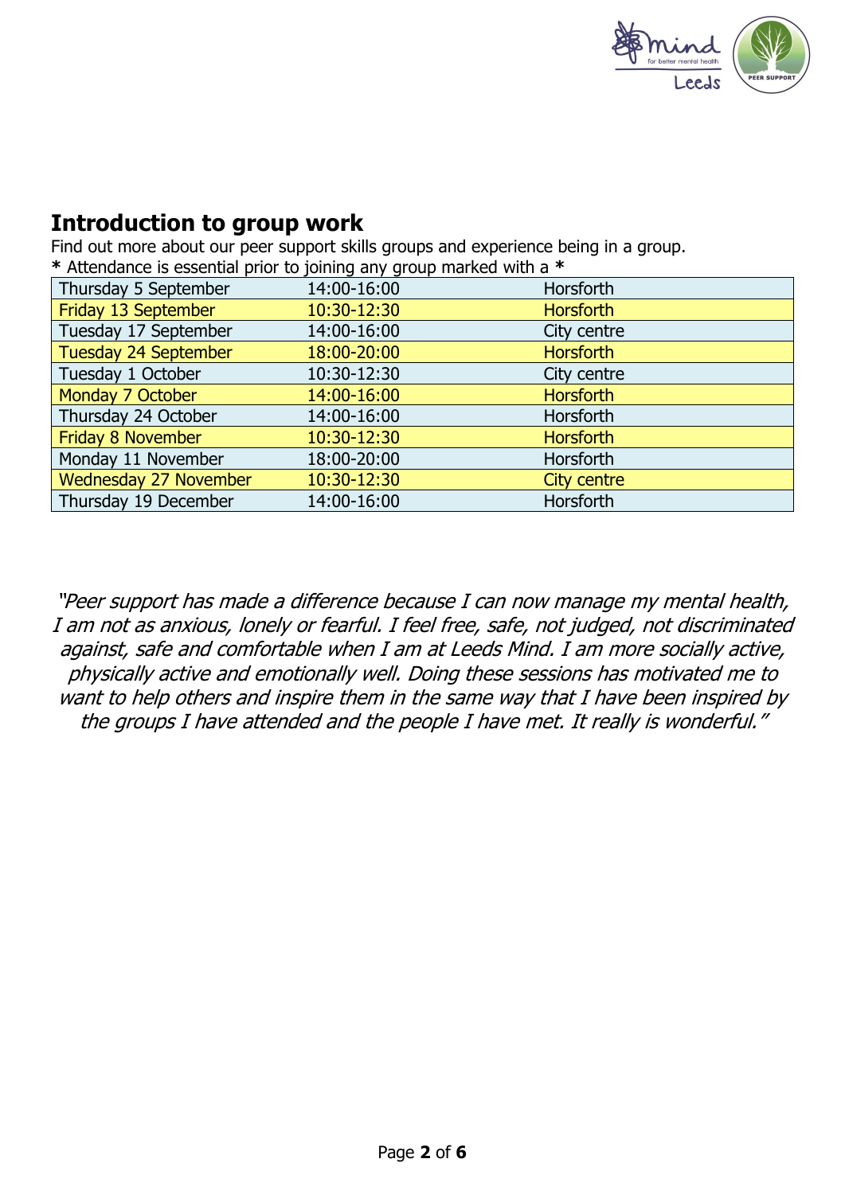## Introduction to group work

Find out more about our peer support skills groups and experience being in a group.

**\*** Attendance is essential prior to joining any group marked with a **\***

| | | |
|---|---|---|
| Thursday 5 September | 14:00-16:00 | Horsforth |
| Friday 13 September | 10:30-12:30 | Horsforth |
| Tuesday 17 September | 14:00-16:00 | City centre |
| Tuesday 24 September | 18:00-20:00 | Horsforth |
| Tuesday 1 October | 10:30-12:30 | City centre |
| Monday 7 October | 14:00-16:00 | Horsforth |
| Thursday 24 October | 14:00-16:00 | Horsforth |
| Friday 8 November | 10:30-12:30 | Horsforth |
| Monday 11 November | 18:00-20:00 | Horsforth |
| Wednesday 27 November | 10:30-12:30 | City centre |
| Thursday 19 December | 14:00-16:00 | Horsforth |

*"Peer support has made a difference because I can now manage my mental health, I am not as anxious, lonely or fearful. I feel free, safe, not judged, not discriminated against, safe and comfortable when I am at Leeds Mind. I am more socially active, physically active and emotionally well. Doing these sessions has motivated me to want to help others and inspire them in the same way that I have been inspired by the groups I have attended and the people I have met. It really is wonderful."*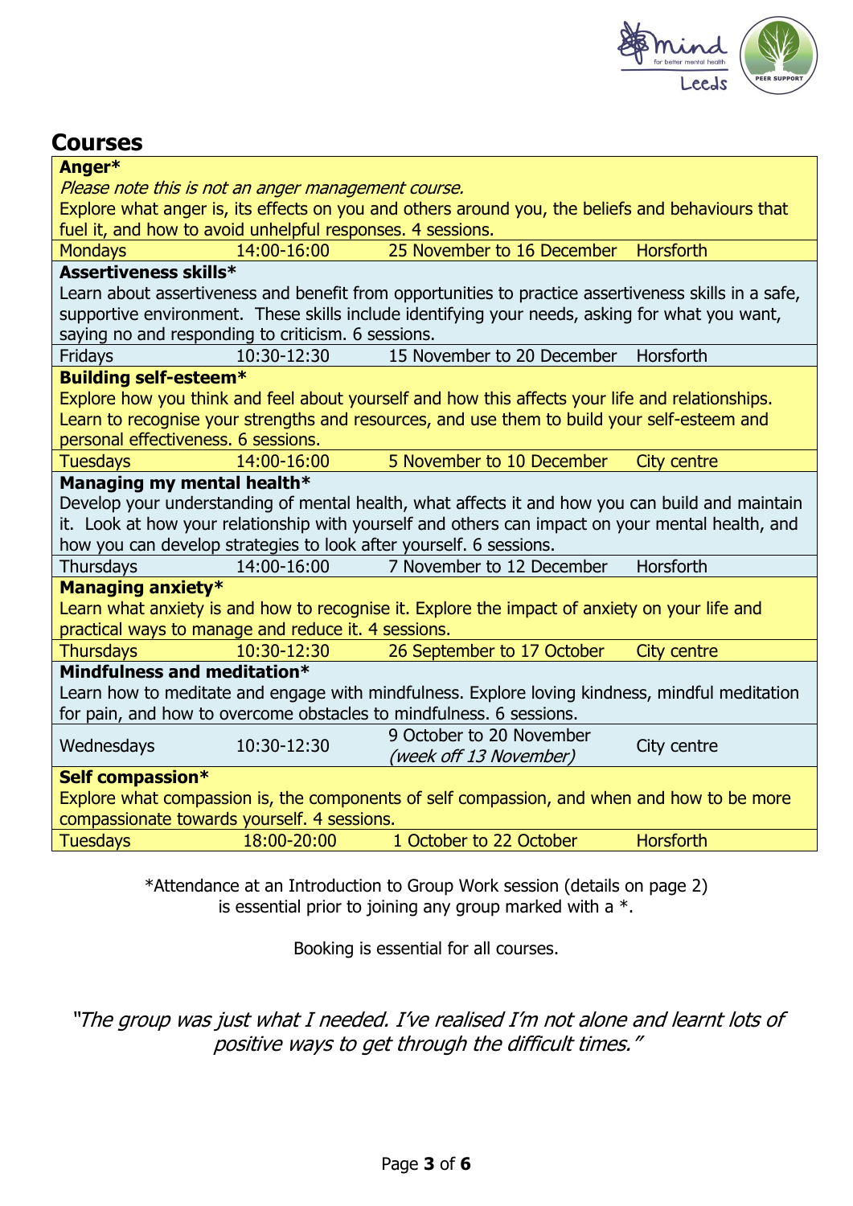## Courses

**Anger***

*Please note this is not an anger management course.*

Explore what anger is, its effects on you and others around you, the beliefs and behaviours that fuel it, and how to avoid unhelpful responses. 4 sessions.

| Mondays | 14:00-16:00 | 25 November to 16 December | Horsforth |
|---|---|---|---|

**Assertiveness skills***

Learn about assertiveness and benefit from opportunities to practice assertiveness skills in a safe, supportive environment. These skills include identifying your needs, asking for what you want, saying no and responding to criticism. 6 sessions.

| Fridays | 10:30-12:30 | 15 November to 20 December | Horsforth |
|---|---|---|---|

**Building self-esteem***

Explore how you think and feel about yourself and how this affects your life and relationships. Learn to recognise your strengths and resources, and use them to build your self-esteem and personal effectiveness. 6 sessions.

| Tuesdays | 14:00-16:00 | 5 November to 10 December | City centre |
|---|---|---|---|

**Managing my mental health***

Develop your understanding of mental health, what affects it and how you can build and maintain it. Look at how your relationship with yourself and others can impact on your mental health, and how you can develop strategies to look after yourself. 6 sessions.

| Thursdays | 14:00-16:00 | 7 November to 12 December | Horsforth |
|---|---|---|---|

**Managing anxiety***

Learn what anxiety is and how to recognise it. Explore the impact of anxiety on your life and practical ways to manage and reduce it. 4 sessions.

| Thursdays | 10:30-12:30 | 26 September to 17 October | City centre |
|---|---|---|---|

**Mindfulness and meditation***

Learn how to meditate and engage with mindfulness. Explore loving kindness, mindful meditation for pain, and how to overcome obstacles to mindfulness. 6 sessions.

| Wednesdays | 10:30-12:30 | 9 October to 20 November *(week off 13 November)* | City centre |
|---|---|---|---|

**Self compassion***

Explore what compassion is, the components of self compassion, and when and how to be more compassionate towards yourself. 4 sessions.

| Tuesdays | 18:00-20:00 | 1 October to 22 October | Horsforth |
|---|---|---|---|

*Attendance at an Introduction to Group Work session (details on page 2) is essential prior to joining any group marked with a *.

Booking is essential for all courses.

*"The group was just what I needed. I've realised I'm not alone and learnt lots of positive ways to get through the difficult times."*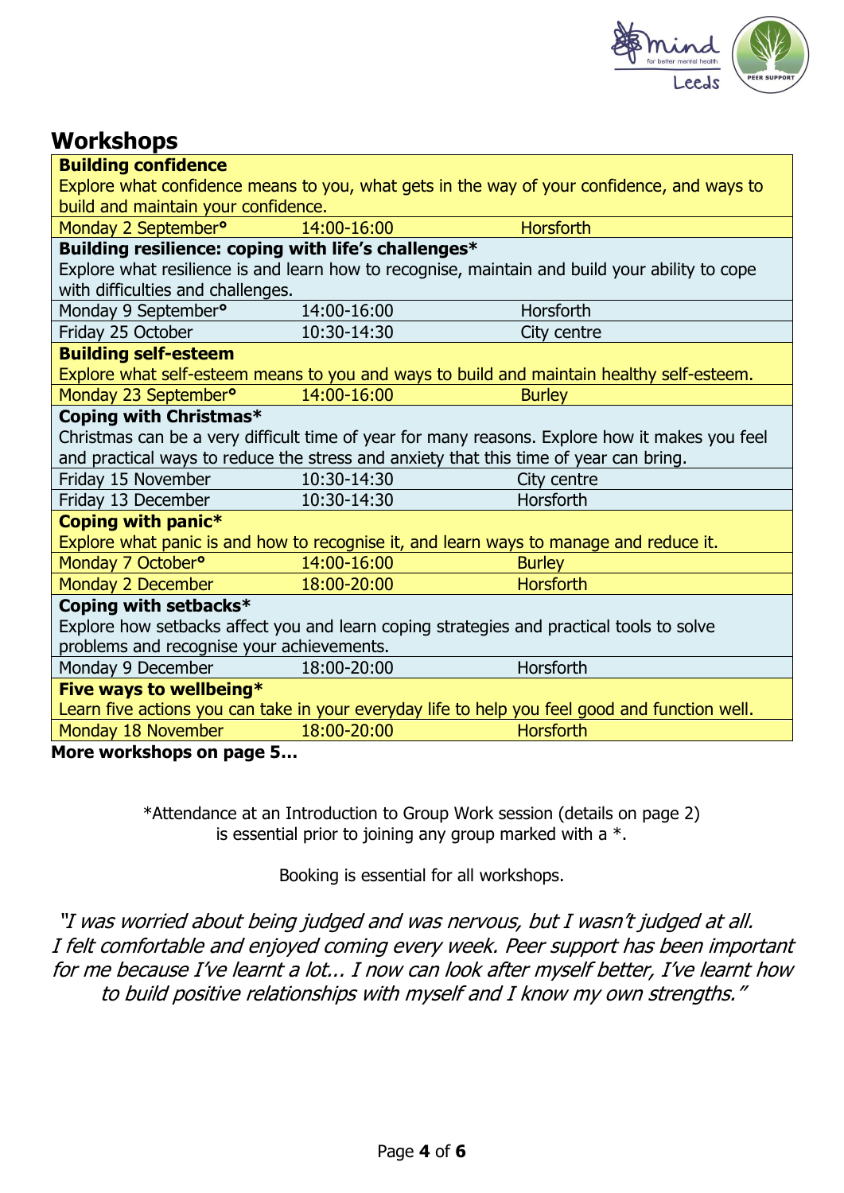## Workshops

| | | |
|---|---|---|
| **Building confidence**<br>Explore what confidence means to you, what gets in the way of your confidence, and ways to build and maintain your confidence. | | |
| Monday 2 September° | 14:00-16:00 | Horsforth |
| **Building resilience: coping with life's challenges***<br>Explore what resilience is and learn how to recognise, maintain and build your ability to cope with difficulties and challenges. | | |
| Monday 9 September° | 14:00-16:00 | Horsforth |
| Friday 25 October | 10:30-14:30 | City centre |
| **Building self-esteem**<br>Explore what self-esteem means to you and ways to build and maintain healthy self-esteem. | | |
| Monday 23 September° | 14:00-16:00 | Burley |
| **Coping with Christmas***<br>Christmas can be a very difficult time of year for many reasons. Explore how it makes you feel and practical ways to reduce the stress and anxiety that this time of year can bring. | | |
| Friday 15 November | 10:30-14:30 | City centre |
| Friday 13 December | 10:30-14:30 | Horsforth |
| **Coping with panic***<br>Explore what panic is and how to recognise it, and learn ways to manage and reduce it. | | |
| Monday 7 October° | 14:00-16:00 | Burley |
| Monday 2 December | 18:00-20:00 | Horsforth |
| **Coping with setbacks***<br>Explore how setbacks affect you and learn coping strategies and practical tools to solve problems and recognise your achievements. | | |
| Monday 9 December | 18:00-20:00 | Horsforth |
| **Five ways to wellbeing***<br>Learn five actions you can take in your everyday life to help you feel good and function well. | | |
| Monday 18 November | 18:00-20:00 | Horsforth |

**More workshops on page 5…**

*Attendance at an Introduction to Group Work session (details on page 2) is essential prior to joining any group marked with a *.

Booking is essential for all workshops.

*"I was worried about being judged and was nervous, but I wasn't judged at all. I felt comfortable and enjoyed coming every week. Peer support has been important for me because I've learnt a lot... I now can look after myself better, I've learnt how to build positive relationships with myself and I know my own strengths."*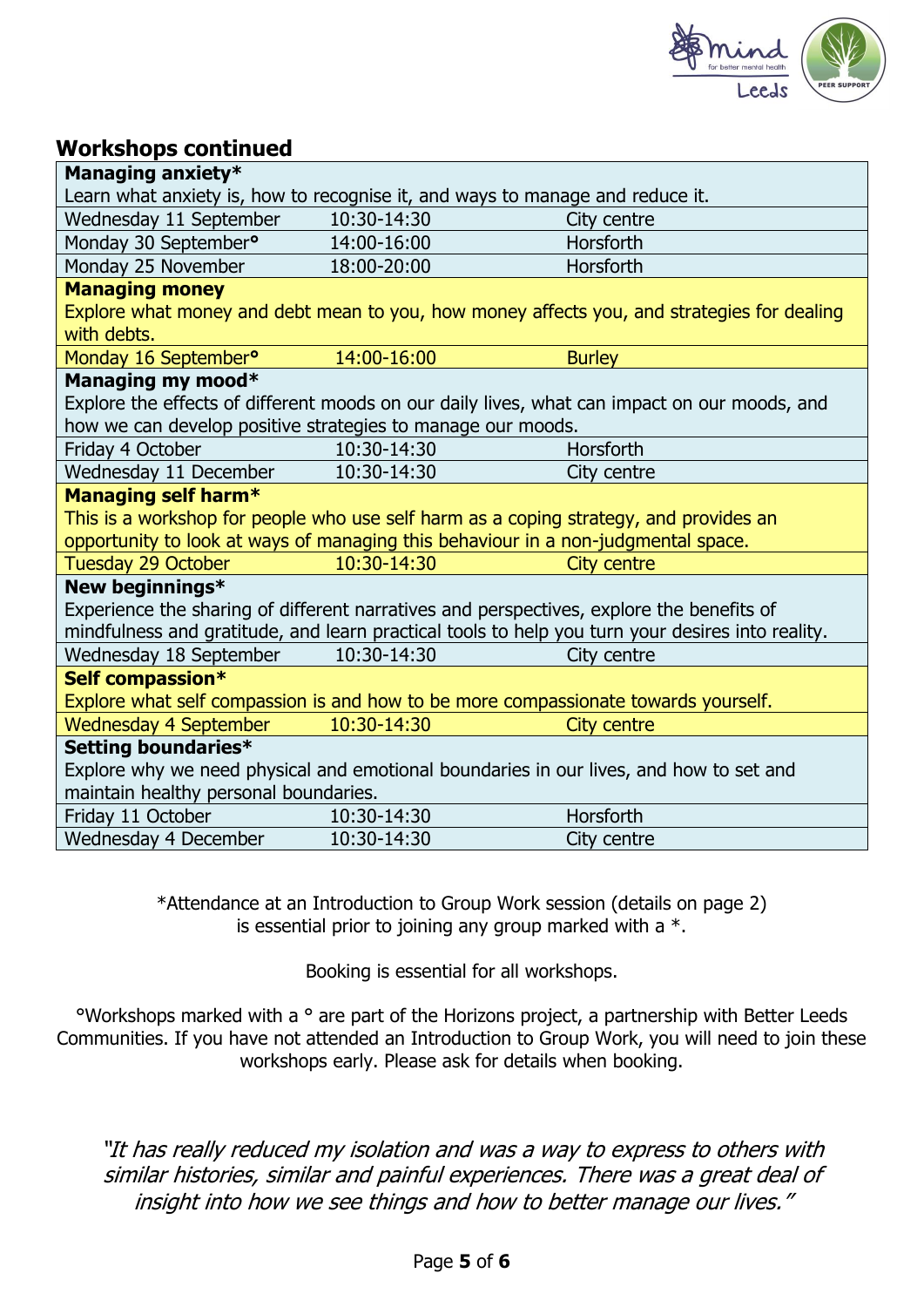## Workshops continued

| **Managing anxiety*** | | |
|---|---|---|
| Learn what anxiety is, how to recognise it, and ways to manage and reduce it. | | |
| Wednesday 11 September | 10:30-14:30 | City centre |
| Monday 30 September° | 14:00-16:00 | Horsforth |
| Monday 25 November | 18:00-20:00 | Horsforth |
| **Managing money** | | |
| Explore what money and debt mean to you, how money affects you, and strategies for dealing with debts. | | |
| Monday 16 September° | 14:00-16:00 | Burley |
| **Managing my mood*** | | |
| Explore the effects of different moods on our daily lives, what can impact on our moods, and how we can develop positive strategies to manage our moods. | | |
| Friday 4 October | 10:30-14:30 | Horsforth |
| Wednesday 11 December | 10:30-14:30 | City centre |
| **Managing self harm*** | | |
| This is a workshop for people who use self harm as a coping strategy, and provides an opportunity to look at ways of managing this behaviour in a non-judgmental space. | | |
| Tuesday 29 October | 10:30-14:30 | City centre |
| **New beginnings*** | | |
| Experience the sharing of different narratives and perspectives, explore the benefits of mindfulness and gratitude, and learn practical tools to help you turn your desires into reality. | | |
| Wednesday 18 September | 10:30-14:30 | City centre |
| **Self compassion*** | | |
| Explore what self compassion is and how to be more compassionate towards yourself. | | |
| Wednesday 4 September | 10:30-14:30 | City centre |
| **Setting boundaries*** | | |
| Explore why we need physical and emotional boundaries in our lives, and how to set and maintain healthy personal boundaries. | | |
| Friday 11 October | 10:30-14:30 | Horsforth |
| Wednesday 4 December | 10:30-14:30 | City centre |

*Attendance at an Introduction to Group Work session (details on page 2) is essential prior to joining any group marked with a *.

Booking is essential for all workshops.

°Workshops marked with a ° are part of the Horizons project, a partnership with Better Leeds Communities. If you have not attended an Introduction to Group Work, you will need to join these workshops early. Please ask for details when booking.

*"It has really reduced my isolation and was a way to express to others with similar histories, similar and painful experiences. There was a great deal of insight into how we see things and how to better manage our lives."*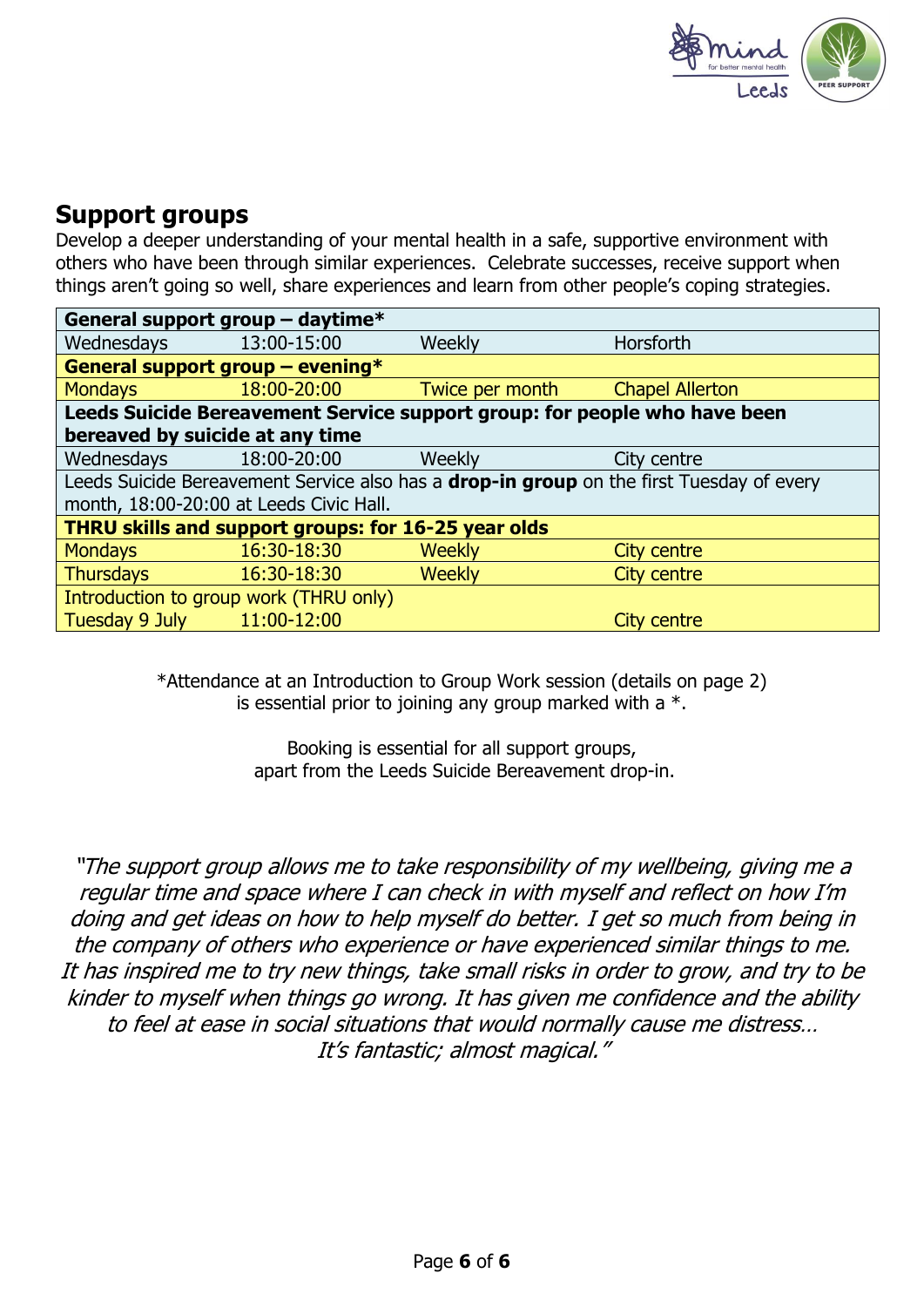## Support groups

Develop a deeper understanding of your mental health in a safe, supportive environment with others who have been through similar experiences. Celebrate successes, receive support when things aren't going so well, share experiences and learn from other people's coping strategies.

| | | | |
|---|---|---|---|
| **General support group – daytime*** | | | |
| Wednesdays | 13:00-15:00 | Weekly | Horsforth |
| **General support group – evening*** | | | |
| Mondays | 18:00-20:00 | Twice per month | Chapel Allerton |
| **Leeds Suicide Bereavement Service support group: for people who have been bereaved by suicide at any time** | | | |
| Wednesdays | 18:00-20:00 | Weekly | City centre |
| Leeds Suicide Bereavement Service also has a **drop-in group** on the first Tuesday of every month, 18:00-20:00 at Leeds Civic Hall. | | | |
| **THRU skills and support groups: for 16-25 year olds** | | | |
| Mondays | 16:30-18:30 | Weekly | City centre |
| Thursdays | 16:30-18:30 | Weekly | City centre |
| Introduction to group work (THRU only) | | | |
| Tuesday 9 July | 11:00-12:00 | | City centre |

*Attendance at an Introduction to Group Work session (details on page 2) is essential prior to joining any group marked with a *.

Booking is essential for all support groups, apart from the Leeds Suicide Bereavement drop-in.

*"The support group allows me to take responsibility of my wellbeing, giving me a regular time and space where I can check in with myself and reflect on how I'm doing and get ideas on how to help myself do better. I get so much from being in the company of others who experience or have experienced similar things to me. It has inspired me to try new things, take small risks in order to grow, and try to be kinder to myself when things go wrong. It has given me confidence and the ability to feel at ease in social situations that would normally cause me distress… It's fantastic; almost magical."*